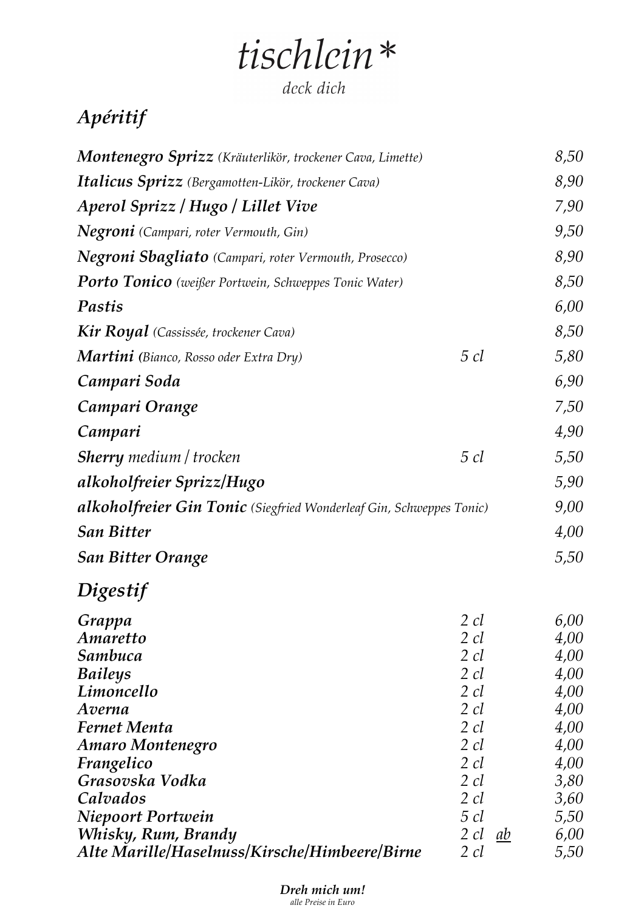# *tischlein**

*deck dich*

## *Apéritif*

| | | |
|---|---|---|
| ***Montenegro Sprizz*** *(Kräuterlikör, trockener Cava, Limette)* | | *8,50* |
| ***Italicus Sprizz*** *(Bergamotten-Likör, trockener Cava)* | | *8,90* |
| ***Aperol Sprizz / Hugo / Lillet Vive*** | | *7,90* |
| ***Negroni*** *(Campari, roter Vermouth, Gin)* | | *9,50* |
| ***Negroni Sbagliato*** *(Campari, roter Vermouth, Prosecco)* | | *8,90* |
| ***Porto Tonico*** *(weißer Portwein, Schweppes Tonic Water)* | | *8,50* |
| ***Pastis*** | | *6,00* |
| ***Kir Royal*** *(Cassissée, trockener Cava)* | | *8,50* |
| ***Martini*** *(Bianco, Rosso oder Extra Dry)* | *5 cl* | *5,80* |
| ***Campari Soda*** | | *6,90* |
| ***Campari Orange*** | | *7,50* |
| ***Campari*** | | *4,90* |
| ***Sherry*** *medium / trocken* | *5 cl* | *5,50* |
| ***alkoholfreier Sprizz/Hugo*** | | *5,90* |
| ***alkoholfreier Gin Tonic*** *(Siegfried Wonderleaf Gin, Schweppes Tonic)* | | *9,00* |
| ***San Bitter*** | | *4,00* |
| ***San Bitter Orange*** | | *5,50* |

## *Digestif*

| | | | |
|---|---|---|---|
| ***Grappa*** | *2 cl* | | *6,00* |
| ***Amaretto*** | *2 cl* | | *4,00* |
| ***Sambuca*** | *2 cl* | | *4,00* |
| ***Baileys*** | *2 cl* | | *4,00* |
| ***Limoncello*** | *2 cl* | | *4,00* |
| ***Averna*** | *2 cl* | | *4,00* |
| ***Fernet Menta*** | *2 cl* | | *4,00* |
| ***Amaro Montenegro*** | *2 cl* | | *4,00* |
| ***Frangelico*** | *2 cl* | | *4,00* |
| ***Grasovska Vodka*** | *2 cl* | | *3,80* |
| ***Calvados*** | *2 cl* | | *3,60* |
| ***Niepoort Portwein*** | *5 cl* | | *5,50* |
| ***Whisky, Rum, Brandy*** | *2 cl* | *ab* | *6,00* |
| ***Alte Marille/Haselnuss/Kirsche/Himbeere/Birne*** | *2 cl* | | *5,50* |

***Dreh mich um!***

*alle Preise in Euro*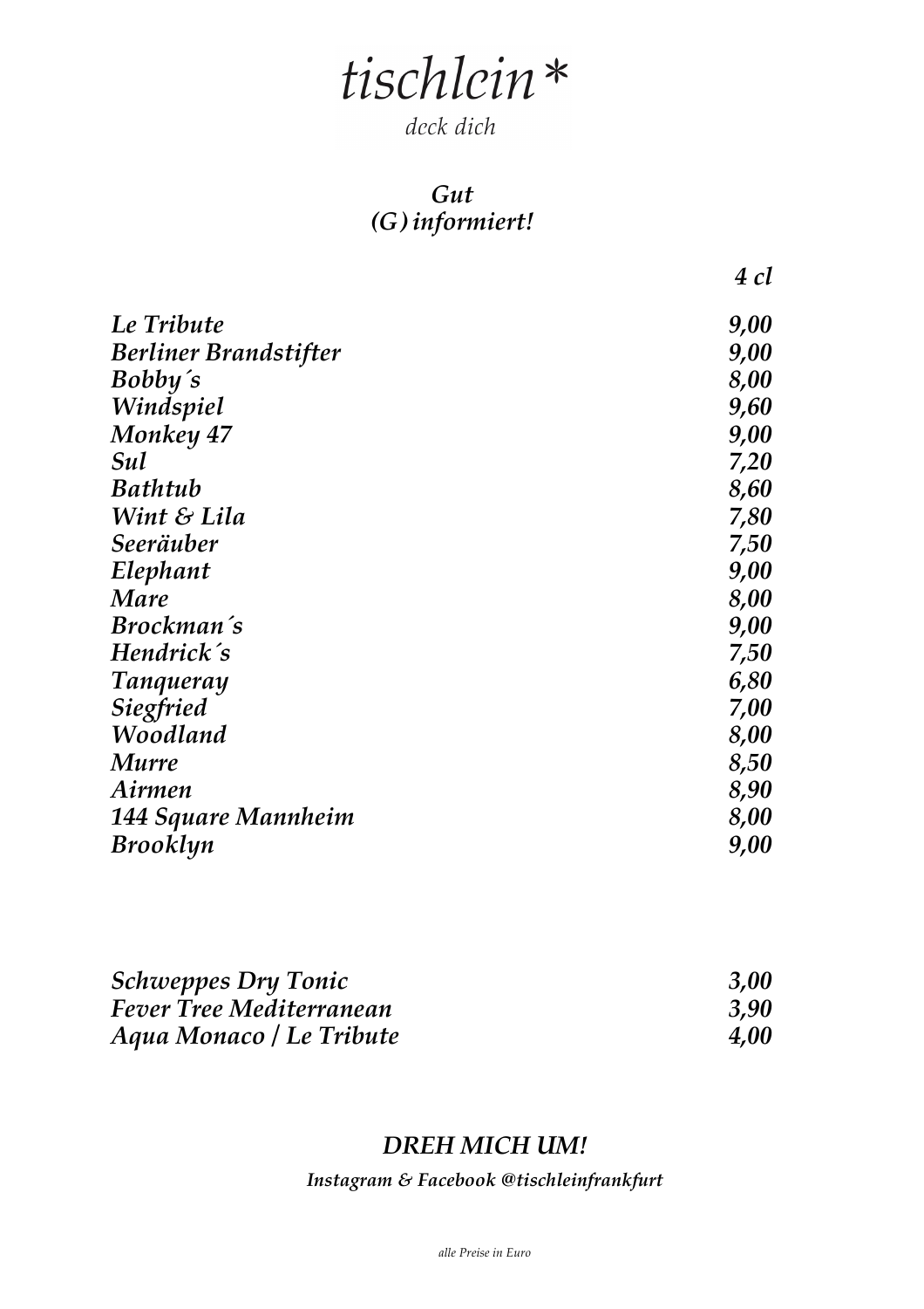# *tischlein\**

*deck dich*

## *Gut (G) informiert!*

| | 4 cl |
|---|---|
| *Le Tribute* | *9,00* |
| *Berliner Brandstifter* | *9,00* |
| *Bobby´s* | *8,00* |
| *Windspiel* | *9,60* |
| *Monkey 47* | *9,00* |
| *Sul* | *7,20* |
| *Bathtub* | *8,60* |
| *Wint & Lila* | *7,80* |
| *Seeräuber* | *7,50* |
| *Elephant* | *9,00* |
| *Mare* | *8,00* |
| *Brockman´s* | *9,00* |
| *Hendrick´s* | *7,50* |
| *Tanqueray* | *6,80* |
| *Siegfried* | *7,00* |
| *Woodland* | *8,00* |
| *Murre* | *8,50* |
| *Airmen* | *8,90* |
| *144 Square Mannheim* | *8,00* |
| *Brooklyn* | *9,00* |

| | |
|---|---|
| *Schweppes Dry Tonic* | *3,00* |
| *Fever Tree Mediterranean* | *3,90* |
| *Aqua Monaco / Le Tribute* | *4,00* |

### *DREH MICH UM!*

***Instagram & Facebook @tischleinfrankfurt***

*alle Preise in Euro*